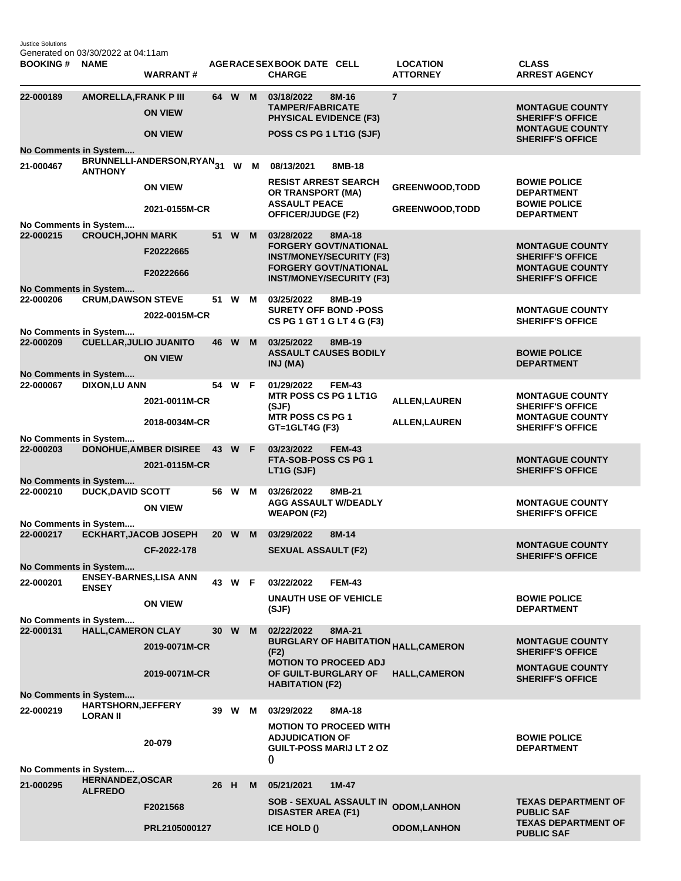Justice Solutions
Generated on 03/30/2022 at 04:11am

| BOOKING # | NAME | WARRANT # | AGE | RACE | SEX | BOOK DATE | CELL | CHARGE | LOCATION | ATTORNEY | CLASS | ARREST AGENCY |
|---|---|---|---|---|---|---|---|---|---|---|---|---|
| 22-000189 | AMORELLA,FRANK P III | | 64 | W | M | 03/18/2022 | 8M-16 | | 7 | | | |
| | | ON VIEW | | | | | | TAMPER/FABRICATE PHYSICAL EVIDENCE (F3) | | | | MONTAGUE COUNTY SHERIFF'S OFFICE |
| | | ON VIEW | | | | | | POSS CS PG 1 LT1G (SJF) | | | | MONTAGUE COUNTY SHERIFF'S OFFICE |
| No Comments in System.... | | | | | | | | | | | | |
| 21-000467 | BRUNNELLI-ANDERSON,RYAN ANTHONY | | 31 | W | M | 08/13/2021 | 8MB-18 | | | | | |
| | | ON VIEW | | | | | | RESIST ARREST SEARCH OR TRANSPORT (MA) | | GREENWOOD,TODD | | BOWIE POLICE DEPARTMENT |
| | | 2021-0155M-CR | | | | | | ASSAULT PEACE OFFICER/JUDGE (F2) | | GREENWOOD,TODD | | BOWIE POLICE DEPARTMENT |
| No Comments in System.... | | | | | | | | | | | | |
| 22-000215 | CROUCH,JOHN MARK | | 51 | W | M | 03/28/2022 | 8MA-18 | | | | | |
| | | F20222665 | | | | | | FORGERY GOVT/NATIONAL INST/MONEY/SECURITY (F3) | | | | MONTAGUE COUNTY SHERIFF'S OFFICE |
| | | F20222666 | | | | | | FORGERY GOVT/NATIONAL INST/MONEY/SECURITY (F3) | | | | MONTAGUE COUNTY SHERIFF'S OFFICE |
| No Comments in System.... | | | | | | | | | | | | |
| 22-000206 | CRUM,DAWSON STEVE | | 51 | W | M | 03/25/2022 | 8MB-19 | | | | | |
| | | 2022-0015M-CR | | | | | | SURETY OFF BOND -POSS CS PG 1 GT 1 G LT 4 G (F3) | | | | MONTAGUE COUNTY SHERIFF'S OFFICE |
| No Comments in System.... | | | | | | | | | | | | |
| 22-000209 | CUELLAR,JULIO JUANITO | | 46 | W | M | 03/25/2022 | 8MB-19 | | | | | |
| | | ON VIEW | | | | | | ASSAULT CAUSES BODILY INJ (MA) | | | | BOWIE POLICE DEPARTMENT |
| No Comments in System.... | | | | | | | | | | | | |
| 22-000067 | DIXON,LU ANN | | 54 | W | F | 01/29/2022 | FEM-43 | | | | | |
| | | 2021-0011M-CR | | | | | | MTR POSS CS PG 1 LT1G (SJF) | | ALLEN,LAUREN | | MONTAGUE COUNTY SHERIFF'S OFFICE |
| | | 2018-0034M-CR | | | | | | MTR POSS CS PG 1 GT=1GLT4G (F3) | | ALLEN,LAUREN | | MONTAGUE COUNTY SHERIFF'S OFFICE |
| No Comments in System.... | | | | | | | | | | | | |
| 22-000203 | DONOHUE,AMBER DISIREE | | 43 | W | F | 03/23/2022 | FEM-43 | | | | | |
| | | 2021-0115M-CR | | | | | | FTA-SOB-POSS CS PG 1 LT1G (SJF) | | | | MONTAGUE COUNTY SHERIFF'S OFFICE |
| No Comments in System.... | | | | | | | | | | | | |
| 22-000210 | DUCK,DAVID SCOTT | | 56 | W | M | 03/26/2022 | 8MB-21 | | | | | |
| | | ON VIEW | | | | | | AGG ASSAULT W/DEADLY WEAPON (F2) | | | | MONTAGUE COUNTY SHERIFF'S OFFICE |
| No Comments in System.... | | | | | | | | | | | | |
| 22-000217 | ECKHART,JACOB JOSEPH | | 20 | W | M | 03/29/2022 | 8M-14 | | | | | |
| | | CF-2022-178 | | | | | | SEXUAL ASSAULT (F2) | | | | MONTAGUE COUNTY SHERIFF'S OFFICE |
| No Comments in System.... | | | | | | | | | | | | |
| 22-000201 | ENSEY-BARNES,LISA ANN ENSEY | | 43 | W | F | 03/22/2022 | FEM-43 | | | | | |
| | | ON VIEW | | | | | | UNAUTH USE OF VEHICLE (SJF) | | | | BOWIE POLICE DEPARTMENT |
| No Comments in System.... | | | | | | | | | | | | |
| 22-000131 | HALL,CAMERON CLAY | | 30 | W | M | 02/22/2022 | 8MA-21 | | | | | |
| | | 2019-0071M-CR | | | | | | BURGLARY OF HABITATION (F2) | | HALL,CAMERON | | MONTAGUE COUNTY SHERIFF'S OFFICE |
| | | 2019-0071M-CR | | | | | | MOTION TO PROCEED ADJ OF GUILT-BURGLARY OF HABITATION (F2) | | HALL,CAMERON | | MONTAGUE COUNTY SHERIFF'S OFFICE |
| No Comments in System.... | | | | | | | | | | | | |
| 22-000219 | HARTSHORN,JEFFERY LORAN II | | 39 | W | M | 03/29/2022 | 8MA-18 | | | | | |
| | | 20-079 | | | | | | MOTION TO PROCEED WITH ADJUDICATION OF GUILT-POSS MARIJ LT 2 OZ () | | | | BOWIE POLICE DEPARTMENT |
| No Comments in System.... | | | | | | | | | | | | |
| 21-000295 | HERNANDEZ,OSCAR ALFREDO | | 26 | H | M | 05/21/2021 | 1M-47 | | | | | |
| | | F2021568 | | | | | | SOB - SEXUAL ASSAULT IN DISASTER AREA (F1) | | ODOM,LANHON | | TEXAS DEPARTMENT OF PUBLIC SAF |
| | | PRL2105000127 | | | | | | ICE HOLD () | | ODOM,LANHON | | TEXAS DEPARTMENT OF PUBLIC SAF |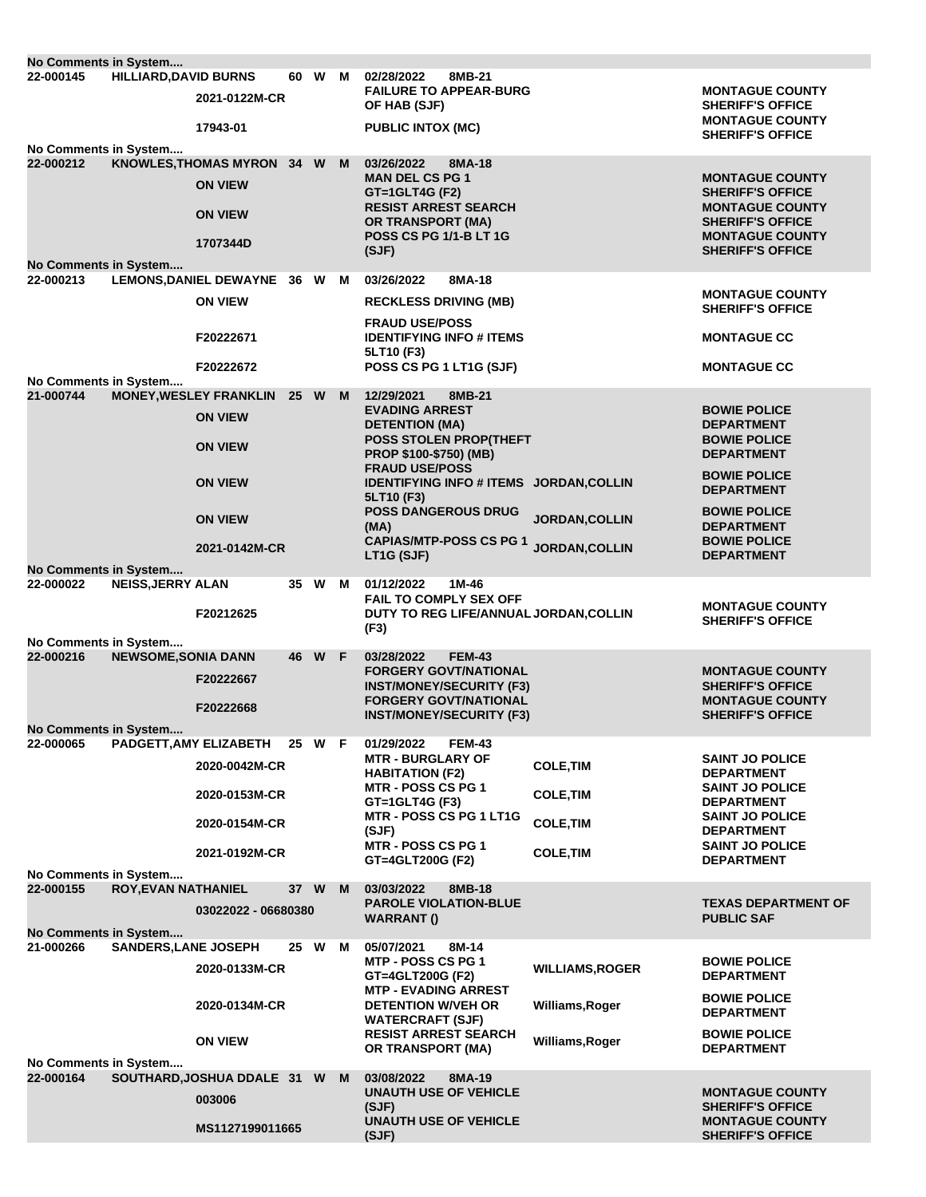| Booking No | Name | Age | Race | Sex | Date / Cell / Offense | Judge | Agency |
|---|---|---|---|---|---|---|---|
| No Comments in System.... | | | | | | | |
| 22-000145 | HILLIARD,DAVID BURNS | 60 | W | M | 02/28/2022 8MB-21 | | |
| | 2021-0122M-CR | | | | FAILURE TO APPEAR-BURG OF HAB (SJF) | | MONTAGUE COUNTY SHERIFF'S OFFICE |
| | 17943-01 | | | | PUBLIC INTOX (MC) | | MONTAGUE COUNTY SHERIFF'S OFFICE |
| No Comments in System.... | | | | | | | |
| 22-000212 | KNOWLES,THOMAS MYRON | 34 | W | M | 03/26/2022 8MA-18 | | |
| | ON VIEW | | | | MAN DEL CS PG 1 GT=1GLT4G (F2) | | MONTAGUE COUNTY SHERIFF'S OFFICE |
| | ON VIEW | | | | RESIST ARREST SEARCH OR TRANSPORT (MA) | | MONTAGUE COUNTY SHERIFF'S OFFICE |
| | 1707344D | | | | POSS CS PG 1/1-B LT 1G (SJF) | | MONTAGUE COUNTY SHERIFF'S OFFICE |
| No Comments in System.... | | | | | | | |
| 22-000213 | LEMONS,DANIEL DEWAYNE | 36 | W | M | 03/26/2022 8MA-18 | | |
| | ON VIEW | | | | RECKLESS DRIVING (MB) | | MONTAGUE COUNTY SHERIFF'S OFFICE |
| | F20222671 | | | | FRAUD USE/POSS IDENTIFYING INFO # ITEMS 5LT10 (F3) | | MONTAGUE CC |
| | F20222672 | | | | POSS CS PG 1 LT1G (SJF) | | MONTAGUE CC |
| No Comments in System.... | | | | | | | |
| 21-000744 | MONEY,WESLEY FRANKLIN | 25 | W | M | 12/29/2021 8MB-21 | | |
| | ON VIEW | | | | EVADING ARREST DETENTION (MA) | | BOWIE POLICE DEPARTMENT |
| | ON VIEW | | | | POSS STOLEN PROP(THEFT PROP $100-$750) (MB) | | BOWIE POLICE DEPARTMENT |
| | ON VIEW | | | | FRAUD USE/POSS IDENTIFYING INFO # ITEMS 5LT10 (F3) | JORDAN,COLLIN | BOWIE POLICE DEPARTMENT |
| | ON VIEW | | | | POSS DANGEROUS DRUG (MA) | JORDAN,COLLIN | BOWIE POLICE DEPARTMENT |
| | 2021-0142M-CR | | | | CAPIAS/MTP-POSS CS PG 1 LT1G (SJF) | JORDAN,COLLIN | BOWIE POLICE DEPARTMENT |
| No Comments in System.... | | | | | | | |
| 22-000022 | NEISS,JERRY ALAN | 35 | W | M | 01/12/2022 1M-46 | | |
| | F20212625 | | | | FAIL TO COMPLY SEX OFF DUTY TO REG LIFE/ANNUAL (F3) | JORDAN,COLLIN | MONTAGUE COUNTY SHERIFF'S OFFICE |
| No Comments in System.... | | | | | | | |
| 22-000216 | NEWSOME,SONIA DANN | 46 | W | F | 03/28/2022 FEM-43 | | |
| | F20222667 | | | | FORGERY GOVT/NATIONAL INST/MONEY/SECURITY (F3) | | MONTAGUE COUNTY SHERIFF'S OFFICE |
| | F20222668 | | | | FORGERY GOVT/NATIONAL INST/MONEY/SECURITY (F3) | | MONTAGUE COUNTY SHERIFF'S OFFICE |
| No Comments in System.... | | | | | | | |
| 22-000065 | PADGETT,AMY ELIZABETH | 25 | W | F | 01/29/2022 FEM-43 | | |
| | 2020-0042M-CR | | | | MTR - BURGLARY OF HABITATION (F2) | COLE,TIM | SAINT JO POLICE DEPARTMENT |
| | 2020-0153M-CR | | | | MTR - POSS CS PG 1 GT=1GLT4G (F3) | COLE,TIM | SAINT JO POLICE DEPARTMENT |
| | 2020-0154M-CR | | | | MTR - POSS CS PG 1 LT1G (SJF) | COLE,TIM | SAINT JO POLICE DEPARTMENT |
| | 2021-0192M-CR | | | | MTR - POSS CS PG 1 GT=4GLT200G (F2) | COLE,TIM | SAINT JO POLICE DEPARTMENT |
| No Comments in System.... | | | | | | | |
| 22-000155 | ROY,EVAN NATHANIEL | 37 | W | M | 03/03/2022 8MB-18 | | |
| | 03022022 - 06680380 | | | | PAROLE VIOLATION-BLUE WARRANT () | | TEXAS DEPARTMENT OF PUBLIC SAF |
| No Comments in System.... | | | | | | | |
| 21-000266 | SANDERS,LANE JOSEPH | 25 | W | M | 05/07/2021 8M-14 | | |
| | 2020-0133M-CR | | | | MTP - POSS CS PG 1 GT=4GLT200G (F2) | WILLIAMS,ROGER | BOWIE POLICE DEPARTMENT |
| | 2020-0134M-CR | | | | MTP - EVADING ARREST DETENTION W/VEH OR WATERCRAFT (SJF) | Williams,Roger | BOWIE POLICE DEPARTMENT |
| | ON VIEW | | | | RESIST ARREST SEARCH OR TRANSPORT (MA) | Williams,Roger | BOWIE POLICE DEPARTMENT |
| No Comments in System.... | | | | | | | |
| 22-000164 | SOUTHARD,JOSHUA DDALE | 31 | W | M | 03/08/2022 8MA-19 | | |
| | 003006 | | | | UNAUTH USE OF VEHICLE (SJF) | | MONTAGUE COUNTY SHERIFF'S OFFICE |
| | MS1127199011665 | | | | UNAUTH USE OF VEHICLE (SJF) | | MONTAGUE COUNTY SHERIFF'S OFFICE |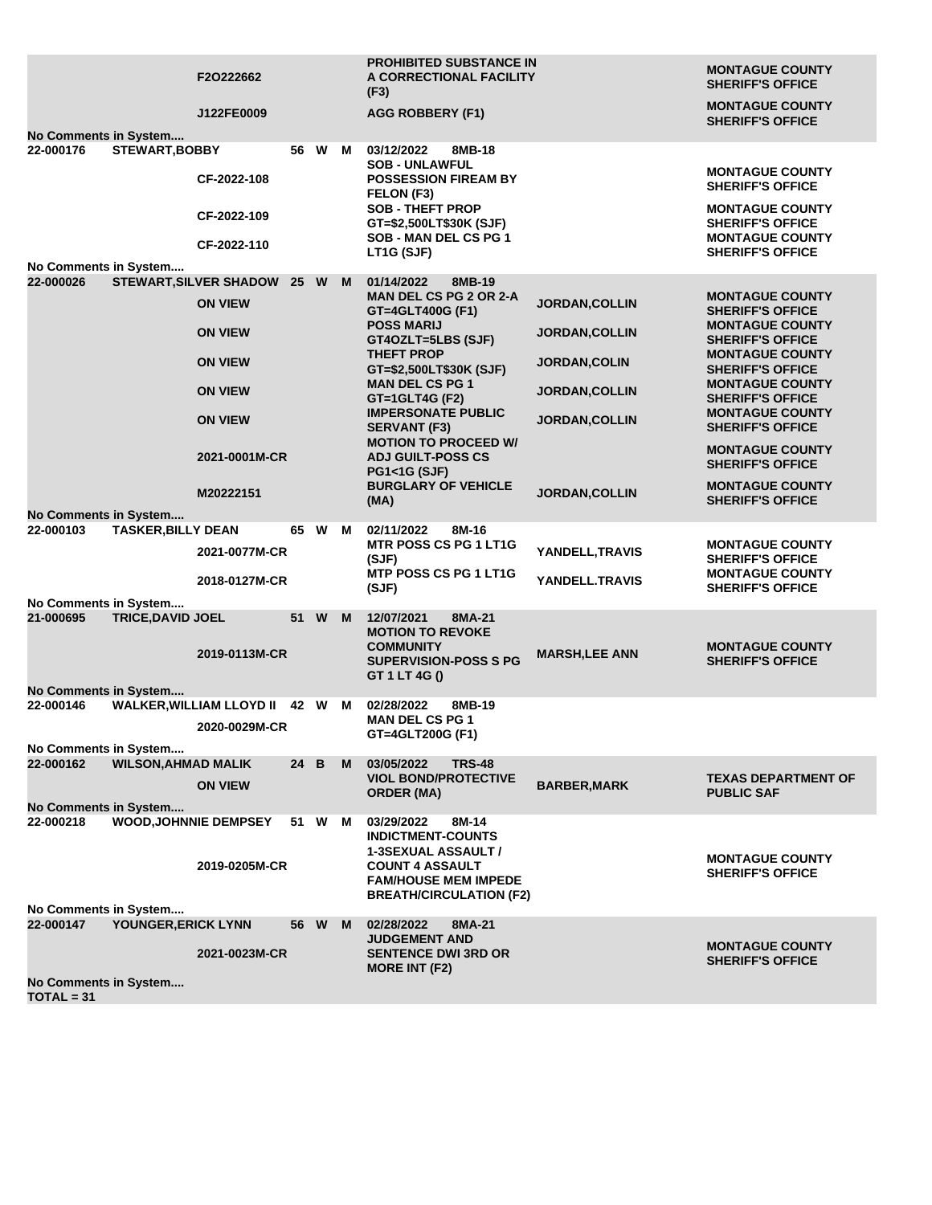| | | | | | | | | |
|---|---|---|---|---|---|---|---|---|
| | | F2O222662 | | | | PROHIBITED SUBSTANCE IN A CORRECTIONAL FACILITY (F3) | | MONTAGUE COUNTY SHERIFF'S OFFICE |
| | | J122FE0009 | | | | AGG ROBBERY (F1) | | MONTAGUE COUNTY SHERIFF'S OFFICE |
| No Comments in System.... | | | | | | | | |
| 22-000176 | STEWART,BOBBY | | 56 | W | M | 03/12/2022 8MB-18 | | |
| | | CF-2022-108 | | | | SOB - UNLAWFUL POSSESSION FIREAM BY FELON (F3) | | MONTAGUE COUNTY SHERIFF'S OFFICE |
| | | CF-2022-109 | | | | SOB - THEFT PROP GT=$2,500LT$30K (SJF) | | MONTAGUE COUNTY SHERIFF'S OFFICE |
| | | CF-2022-110 | | | | SOB - MAN DEL CS PG 1 LT1G (SJF) | | MONTAGUE COUNTY SHERIFF'S OFFICE |
| No Comments in System.... | | | | | | | | |
| 22-000026 | STEWART,SILVER SHADOW | | 25 | W | M | 01/14/2022 8MB-19 | | |
| | | ON VIEW | | | | MAN DEL CS PG 2 OR 2-A GT=4GLT400G (F1) | JORDAN,COLLIN | MONTAGUE COUNTY SHERIFF'S OFFICE |
| | | ON VIEW | | | | POSS MARIJ GT4OZLT=5LBS (SJF) | JORDAN,COLLIN | MONTAGUE COUNTY SHERIFF'S OFFICE |
| | | ON VIEW | | | | THEFT PROP GT=$2,500LT$30K (SJF) | JORDAN,COLIN | MONTAGUE COUNTY SHERIFF'S OFFICE |
| | | ON VIEW | | | | MAN DEL CS PG 1 GT=1GLT4G (F2) | JORDAN,COLLIN | MONTAGUE COUNTY SHERIFF'S OFFICE |
| | | ON VIEW | | | | IMPERSONATE PUBLIC SERVANT (F3) | JORDAN,COLLIN | MONTAGUE COUNTY SHERIFF'S OFFICE |
| | | 2021-0001M-CR | | | | MOTION TO PROCEED W/ ADJ GUILT-POSS CS PG1<1G (SJF) | | MONTAGUE COUNTY SHERIFF'S OFFICE |
| | | M20222151 | | | | BURGLARY OF VEHICLE (MA) | JORDAN,COLLIN | MONTAGUE COUNTY SHERIFF'S OFFICE |
| No Comments in System.... | | | | | | | | |
| 22-000103 | TASKER,BILLY DEAN | | 65 | W | M | 02/11/2022 8M-16 | | |
| | | 2021-0077M-CR | | | | MTR POSS CS PG 1 LT1G (SJF) | YANDELL,TRAVIS | MONTAGUE COUNTY SHERIFF'S OFFICE |
| | | 2018-0127M-CR | | | | MTP POSS CS PG 1 LT1G (SJF) | YANDELL.TRAVIS | MONTAGUE COUNTY SHERIFF'S OFFICE |
| No Comments in System.... | | | | | | | | |
| 21-000695 | TRICE,DAVID JOEL | | 51 | W | M | 12/07/2021 8MA-21 | | |
| | | 2019-0113M-CR | | | | MOTION TO REVOKE COMMUNITY SUPERVISION-POSS S PG GT 1 LT 4G () | MARSH,LEE ANN | MONTAGUE COUNTY SHERIFF'S OFFICE |
| No Comments in System.... | | | | | | | | |
| 22-000146 | WALKER,WILLIAM LLOYD II | | 42 | W | M | 02/28/2022 8MB-19 | | |
| | | 2020-0029M-CR | | | | MAN DEL CS PG 1 GT=4GLT200G (F1) | | |
| No Comments in System.... | | | | | | | | |
| 22-000162 | WILSON,AHMAD MALIK | | 24 | B | M | 03/05/2022 TRS-48 | | |
| | | ON VIEW | | | | VIOL BOND/PROTECTIVE ORDER (MA) | BARBER,MARK | TEXAS DEPARTMENT OF PUBLIC SAF |
| No Comments in System.... | | | | | | | | |
| 22-000218 | WOOD,JOHNNIE DEMPSEY | | 51 | W | M | 03/29/2022 8M-14 | | |
| | | 2019-0205M-CR | | | | INDICTMENT-COUNTS 1-3SEXUAL ASSAULT / COUNT 4 ASSAULT FAM/HOUSE MEM IMPEDE BREATH/CIRCULATION (F2) | | MONTAGUE COUNTY SHERIFF'S OFFICE |
| No Comments in System.... | | | | | | | | |
| 22-000147 | YOUNGER,ERICK LYNN | | 56 | W | M | 02/28/2022 8MA-21 | | |
| | | 2021-0023M-CR | | | | JUDGEMENT AND SENTENCE DWI 3RD OR MORE INT (F2) | | MONTAGUE COUNTY SHERIFF'S OFFICE |
| No Comments in System.... | | | | | | | | |
| TOTAL = 31 | | | | | | | | |